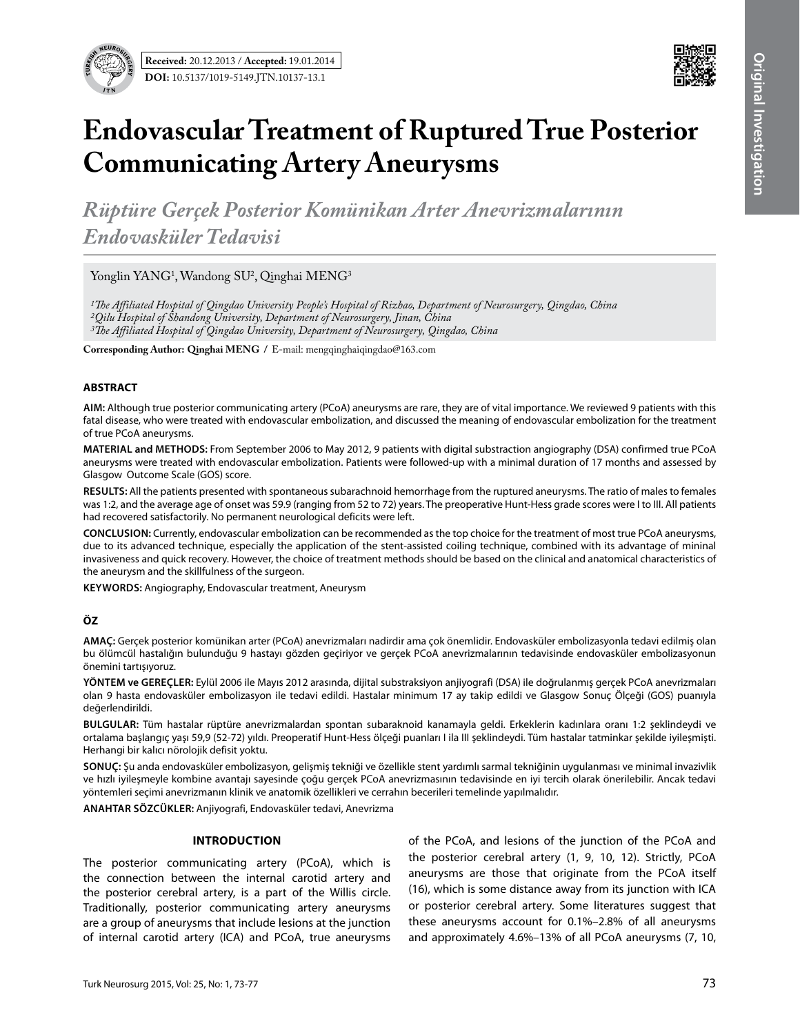Received: 20.12.2013 / Accepted: 19.01.2014

DOI: 10.5137/1019-5149.JTN.10137-13.1

Original Investigation

# Endovascular Treatment of Ruptured True Posterior Communicating Artery Aneurysms

## *Rüptüre Gerçek Posterior Komünikan Arter Anevrizmalarının Endovasküler Tedavisi*

Yonglin YANG[1], Wandong SU[2], Qinghai MENG[3]

*[1]The Affiliated Hospital of Qingdao University People's Hospital of Rizhao, Department of Neurosurgery, Qingdao, China*
*[2]Qilu Hospital of Shandong University, Department of Neurosurgery, Jinan, China*
*[3]The Affiliated Hospital of Qingdao University, Department of Neurosurgery, Qingdao, China*

**Corresponding Author: Qinghai MENG /** E-mail: mengqinghaiqingdao@163.com

### ABSTRACT

**AIM:** Although true posterior communicating artery (PCoA) aneurysms are rare, they are of vital importance. We reviewed 9 patients with this fatal disease, who were treated with endovascular embolization, and discussed the meaning of endovascular embolization for the treatment of true PCoA aneurysms.

**MATERIAL and METHODS:** From September 2006 to May 2012, 9 patients with digital substraction angiography (DSA) confirmed true PCoA aneurysms were treated with endovascular embolization. Patients were followed-up with a minimal duration of 17 months and assessed by Glasgow Outcome Scale (GOS) score.

**RESULTS:** All the patients presented with spontaneous subarachnoid hemorrhage from the ruptured aneurysms. The ratio of males to females was 1:2, and the average age of onset was 59.9 (ranging from 52 to 72) years. The preoperative Hunt-Hess grade scores were I to III. All patients had recovered satisfactorily. No permanent neurological deficits were left.

**CONCLUSION:** Currently, endovascular embolization can be recommended as the top choice for the treatment of most true PCoA aneurysms, due to its advanced technique, especially the application of the stent-assisted coiling technique, combined with its advantage of mininal invasiveness and quick recovery. However, the choice of treatment methods should be based on the clinical and anatomical characteristics of the aneurysm and the skillfulness of the surgeon.

**KEYWORDS:** Angiography, Endovascular treatment, Aneurysm

### ÖZ

**AMAÇ:** Gerçek posterior komünikan arter (PCoA) anevrizmaları nadirdir ama çok önemlidir. Endovasküler embolizasyonla tedavi edilmiş olan bu ölümcül hastalığın bulunduğu 9 hastayı gözden geçiriyor ve gerçek PCoA anevrizmalarının tedavisinde endovasküler embolizasyonun önemini tartışıyoruz.

**YÖNTEM ve GEREÇLER:** Eylül 2006 ile Mayıs 2012 arasında, dijital substraksiyon anjiyografi (DSA) ile doğrulanmış gerçek PCoA anevrizmaları olan 9 hasta endovasküler embolizasyon ile tedavi edildi. Hastalar minimum 17 ay takip edildi ve Glasgow Sonuç Ölçeği (GOS) puanıyla değerlendirildi.

**BULGULAR:** Tüm hastalar rüptüre anevrizmalardan spontan subaraknoid kanamayla geldi. Erkeklerin kadınlara oranı 1:2 şeklindeydi ve ortalama başlangıç yaşı 59,9 (52-72) yıldı. Preoperatif Hunt-Hess ölçeği puanları I ila III şeklindeydi. Tüm hastalar tatminkar şekilde iyileşmişti. Herhangi bir kalıcı nörolojik defisit yoktu.

**SONUÇ:** Şu anda endovasküler embolizasyon, gelişmiş tekniği ve özellikle stent yardımlı sarmal tekniğinin uygulanması ve minimal invazivlik ve hızlı iyileşmeyle kombine avantajı sayesinde çoğu gerçek PCoA anevrizmasının tedavisinde en iyi tercih olarak önerilebilir. Ancak tedavi yöntemleri seçimi anevrizmanın klinik ve anatomik özellikleri ve cerrahın becerileri temelinde yapılmalıdır.

**ANAHTAR SÖZCÜKLER:** Anjiyografi, Endovasküler tedavi, Anevrizma

### INTRODUCTION

The posterior communicating artery (PCoA), which is the connection between the internal carotid artery and the posterior cerebral artery, is a part of the Willis circle. Traditionally, posterior communicating artery aneurysms are a group of aneurysms that include lesions at the junction of internal carotid artery (ICA) and PCoA, true aneurysms of the PCoA, and lesions of the junction of the PCoA and the posterior cerebral artery (1, 9, 10, 12). Strictly, PCoA aneurysms are those that originate from the PCoA itself (16), which is some distance away from its junction with ICA or posterior cerebral artery. Some literatures suggest that these aneurysms account for 0.1%–2.8% of all aneurysms and approximately 4.6%–13% of all PCoA aneurysms (7, 10,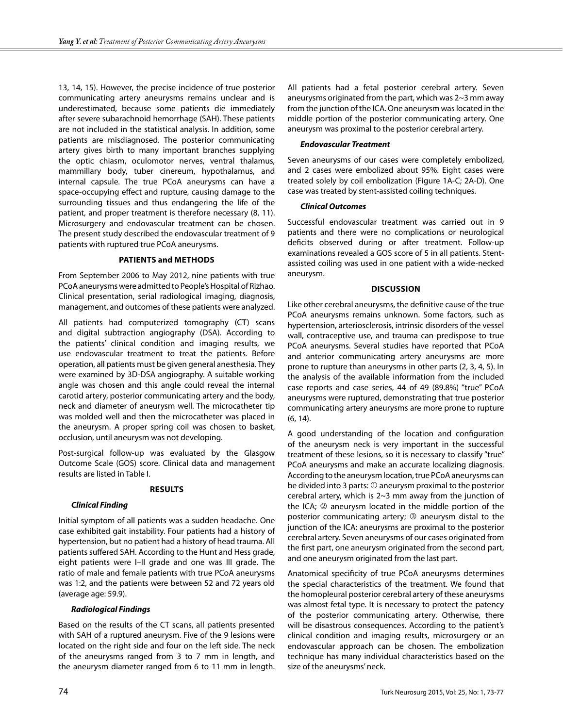13, 14, 15). However, the precise incidence of true posterior communicating artery aneurysms remains unclear and is underestimated, because some patients die immediately after severe subarachnoid hemorrhage (SAH). These patients are not included in the statistical analysis. In addition, some patients are misdiagnosed. The posterior communicating artery gives birth to many important branches supplying the optic chiasm, oculomotor nerves, ventral thalamus, mammillary body, tuber cinereum, hypothalamus, and internal capsule. The true PCoA aneurysms can have a space-occupying effect and rupture, causing damage to the surrounding tissues and thus endangering the life of the patient, and proper treatment is therefore necessary (8, 11). Microsurgery and endovascular treatment can be chosen. The present study described the endovascular treatment of 9 patients with ruptured true PCoA aneurysms.

## PATIENTS and METHODS

From September 2006 to May 2012, nine patients with true PCoA aneurysms were admitted to People's Hospital of Rizhao. Clinical presentation, serial radiological imaging, diagnosis, management, and outcomes of these patients were analyzed.

All patients had computerized tomography (CT) scans and digital subtraction angiography (DSA). According to the patients' clinical condition and imaging results, we use endovascular treatment to treat the patients. Before operation, all patients must be given general anesthesia. They were examined by 3D-DSA angiography. A suitable working angle was chosen and this angle could reveal the internal carotid artery, posterior communicating artery and the body, neck and diameter of aneurysm well. The microcatheter tip was molded well and then the microcatheter was placed in the aneurysm. A proper spring coil was chosen to basket, occlusion, until aneurysm was not developing.

Post-surgical follow-up was evaluated by the Glasgow Outcome Scale (GOS) score. Clinical data and management results are listed in Table I.

## RESULTS

### *Clinical Finding*

Initial symptom of all patients was a sudden headache. One case exhibited gait instability. Four patients had a history of hypertension, but no patient had a history of head trauma. All patients suffered SAH. According to the Hunt and Hess grade, eight patients were I–II grade and one was III grade. The ratio of male and female patients with true PCoA aneurysms was 1:2, and the patients were between 52 and 72 years old (average age: 59.9).

### *Radiological Findings*

Based on the results of the CT scans, all patients presented with SAH of a ruptured aneurysm. Five of the 9 lesions were located on the right side and four on the left side. The neck of the aneurysms ranged from 3 to 7 mm in length, and the aneurysm diameter ranged from 6 to 11 mm in length. All patients had a fetal posterior cerebral artery. Seven aneurysms originated from the part, which was 2~3 mm away from the junction of the ICA. One aneurysm was located in the middle portion of the posterior communicating artery. One aneurysm was proximal to the posterior cerebral artery.

### *Endovascular Treatment*

Seven aneurysms of our cases were completely embolized, and 2 cases were embolized about 95%. Eight cases were treated solely by coil embolization (Figure 1A-C; 2A-D). One case was treated by stent-assisted coiling techniques.

### *Clinical Outcomes*

Successful endovascular treatment was carried out in 9 patients and there were no complications or neurological deficits observed during or after treatment. Follow-up examinations revealed a GOS score of 5 in all patients. Stent-assisted coiling was used in one patient with a wide-necked aneurysm.

## DISCUSSION

Like other cerebral aneurysms, the definitive cause of the true PCoA aneurysms remains unknown. Some factors, such as hypertension, arteriosclerosis, intrinsic disorders of the vessel wall, contraceptive use, and trauma can predispose to true PCoA aneurysms. Several studies have reported that PCoA and anterior communicating artery aneurysms are more prone to rupture than aneurysms in other parts (2, 3, 4, 5). In the analysis of the available information from the included case reports and case series, 44 of 49 (89.8%) "true" PCoA aneurysms were ruptured, demonstrating that true posterior communicating artery aneurysms are more prone to rupture (6, 14).

A good understanding of the location and configuration of the aneurysm neck is very important in the successful treatment of these lesions, so it is necessary to classify "true" PCoA aneurysms and make an accurate localizing diagnosis. According to the aneurysm location, true PCoA aneurysms can be divided into 3 parts: ① aneurysm proximal to the posterior cerebral artery, which is 2~3 mm away from the junction of the ICA; ② aneurysm located in the middle portion of the posterior communicating artery; ③ aneurysm distal to the junction of the ICA: aneurysms are proximal to the posterior cerebral artery. Seven aneurysms of our cases originated from the first part, one aneurysm originated from the second part, and one aneurysm originated from the last part.

Anatomical specificity of true PCoA aneurysms determines the special characteristics of the treatment. We found that the homopleural posterior cerebral artery of these aneurysms was almost fetal type. It is necessary to protect the patency of the posterior communicating artery. Otherwise, there will be disastrous consequences. According to the patient's clinical condition and imaging results, microsurgery or an endovascular approach can be chosen. The embolization technique has many individual characteristics based on the size of the aneurysms' neck.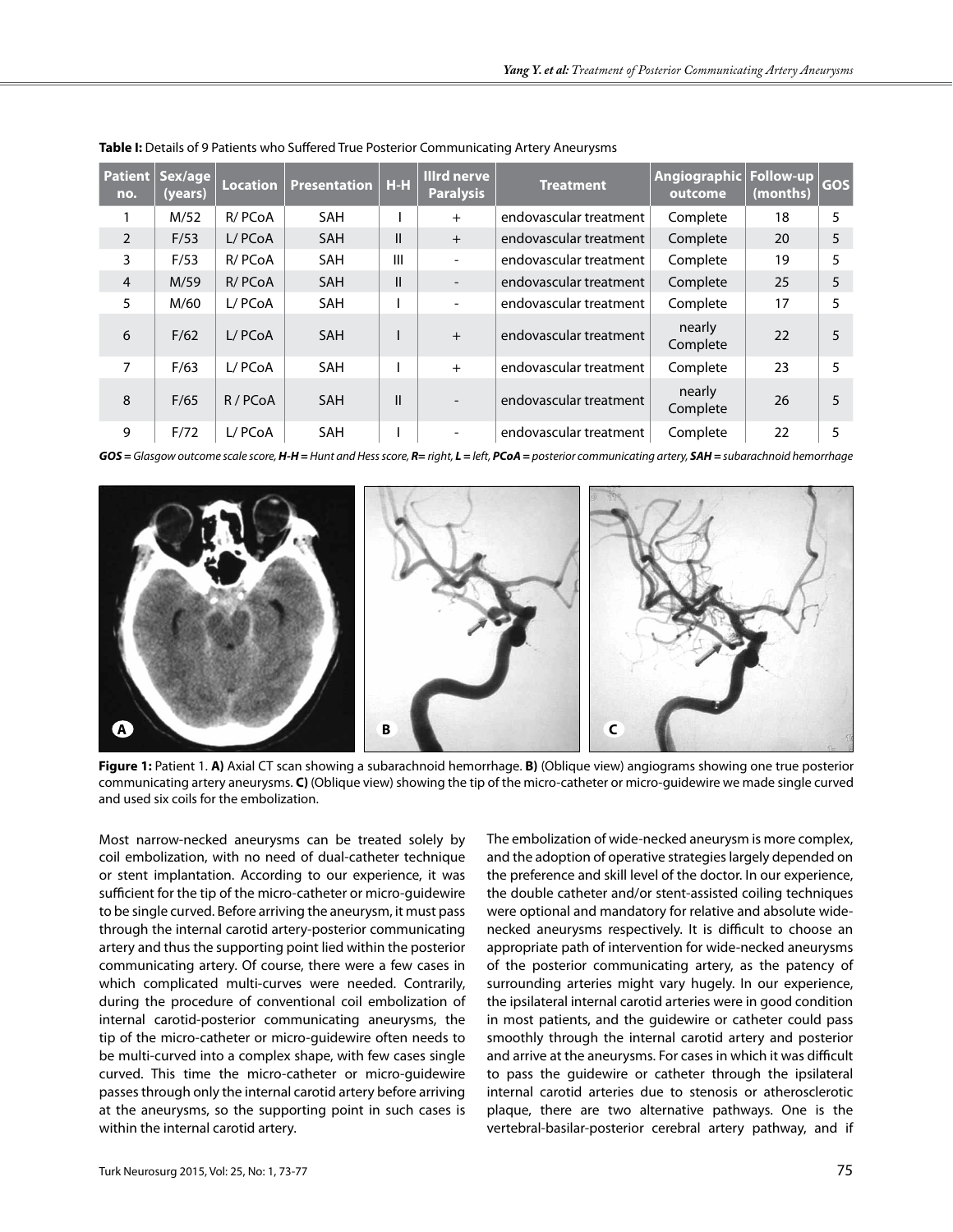**Table I:** Details of 9 Patients who Suffered True Posterior Communicating Artery Aneurysms

| Patient no. | Sex/age (years) | Location | Presentation | H-H | IIIrd nerve Paralysis | Treatment | Angiographic outcome | Follow-up (months) | GOS |
|---|---|---|---|---|---|---|---|---|---|
| 1 | M/52 | R/ PCoA | SAH | I | + | endovascular treatment | Complete | 18 | 5 |
| 2 | F/53 | L/ PCoA | SAH | II | + | endovascular treatment | Complete | 20 | 5 |
| 3 | F/53 | R/ PCoA | SAH | III | - | endovascular treatment | Complete | 19 | 5 |
| 4 | M/59 | R/ PCoA | SAH | II | - | endovascular treatment | Complete | 25 | 5 |
| 5 | M/60 | L/ PCoA | SAH | I | - | endovascular treatment | Complete | 17 | 5 |
| 6 | F/62 | L/ PCoA | SAH | I | + | endovascular treatment | nearly Complete | 22 | 5 |
| 7 | F/63 | L/ PCoA | SAH | I | + | endovascular treatment | Complete | 23 | 5 |
| 8 | F/65 | R / PCoA | SAH | II | - | endovascular treatment | nearly Complete | 26 | 5 |
| 9 | F/72 | L/ PCoA | SAH | I | - | endovascular treatment | Complete | 22 | 5 |

***GOS** = Glasgow outcome scale score, **H-H** = Hunt and Hess score, **R**= right, **L** = left, **PCoA** = posterior communicating artery, **SAH** = subarachnoid hemorrhage*

**Figure 1:** Patient 1. **A)** Axial CT scan showing a subarachnoid hemorrhage. **B)** (Oblique view) angiograms showing one true posterior communicating artery aneurysms. **C)** (Oblique view) showing the tip of the micro-catheter or micro-guidewire we made single curved and used six coils for the embolization.

Most narrow-necked aneurysms can be treated solely by coil embolization, with no need of dual-catheter technique or stent implantation. According to our experience, it was sufficient for the tip of the micro-catheter or micro-guidewire to be single curved. Before arriving the aneurysm, it must pass through the internal carotid artery-posterior communicating artery and thus the supporting point lied within the posterior communicating artery. Of course, there were a few cases in which complicated multi-curves were needed. Contrarily, during the procedure of conventional coil embolization of internal carotid-posterior communicating aneurysms, the tip of the micro-catheter or micro-guidewire often needs to be multi-curved into a complex shape, with few cases single curved. This time the micro-catheter or micro-guidewire passes through only the internal carotid artery before arriving at the aneurysms, so the supporting point in such cases is within the internal carotid artery.

The embolization of wide-necked aneurysm is more complex, and the adoption of operative strategies largely depended on the preference and skill level of the doctor. In our experience, the double catheter and/or stent-assisted coiling techniques were optional and mandatory for relative and absolute wide-necked aneurysms respectively. It is difficult to choose an appropriate path of intervention for wide-necked aneurysms of the posterior communicating artery, as the patency of surrounding arteries might vary hugely. In our experience, the ipsilateral internal carotid arteries were in good condition in most patients, and the guidewire or catheter could pass smoothly through the internal carotid artery and posterior and arrive at the aneurysms. For cases in which it was difficult to pass the guidewire or catheter through the ipsilateral internal carotid arteries due to stenosis or atherosclerotic plaque, there are two alternative pathways. One is the vertebral-basilar-posterior cerebral artery pathway, and if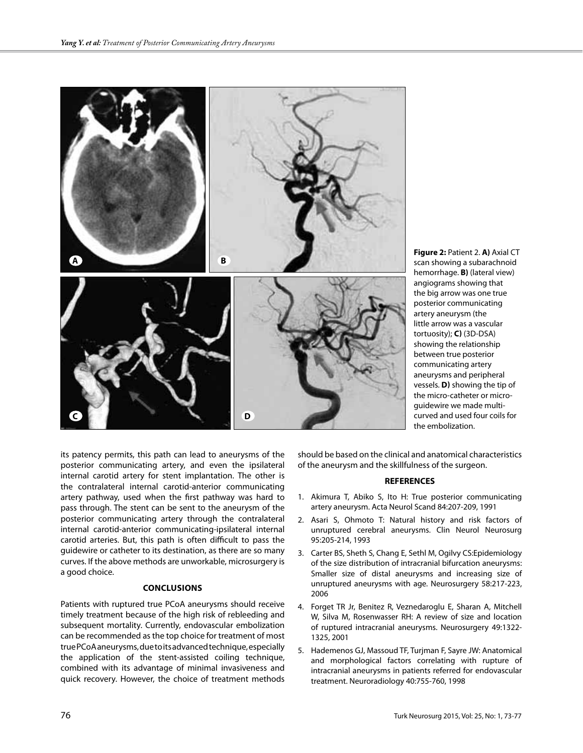**Figure 2:** Patient 2. **A)** Axial CT scan showing a subarachnoid hemorrhage. **B)** (lateral view) angiograms showing that the big arrow was one true posterior communicating artery aneurysm (the little arrow was a vascular tortuosity); **C)** (3D-DSA) showing the relationship between true posterior communicating artery aneurysms and peripheral vessels. **D)** showing the tip of the micro-catheter or micro-guidewire we made multi-curved and used four coils for the embolization.

its patency permits, this path can lead to aneurysms of the posterior communicating artery, and even the ipsilateral internal carotid artery for stent implantation. The other is the contralateral internal carotid-anterior communicating artery pathway, used when the first pathway was hard to pass through. The stent can be sent to the aneurysm of the posterior communicating artery through the contralateral internal carotid-anterior communicating-ipsilateral internal carotid arteries. But, this path is often difficult to pass the guidewire or catheter to its destination, as there are so many curves. If the above methods are unworkable, microsurgery is a good choice.

## CONCLUSIONS

Patients with ruptured true PCoA aneurysms should receive timely treatment because of the high risk of rebleeding and subsequent mortality. Currently, endovascular embolization can be recommended as the top choice for treatment of most true PCoA aneurysms, due to its advanced technique, especially the application of the stent-assisted coiling technique, combined with its advantage of minimal invasiveness and quick recovery. However, the choice of treatment methods should be based on the clinical and anatomical characteristics of the aneurysm and the skillfulness of the surgeon.

## REFERENCES

1. Akimura T, Abiko S, Ito H: True posterior communicating artery aneurysm. Acta Neurol Scand 84:207-209, 1991
2. Asari S, Ohmoto T: Natural history and risk factors of unruptured cerebral aneurysms. Clin Neurol Neurosurg 95:205-214, 1993
3. Carter BS, Sheth S, Chang E, Sethl M, Ogilvy CS:Epidemiology of the size distribution of intracranial bifurcation aneurysms: Smaller size of distal aneurysms and increasing size of unruptured aneurysms with age. Neurosurgery 58:217-223, 2006
4. Forget TR Jr, Benitez R, Veznedaroglu E, Sharan A, Mitchell W, Silva M, Rosenwasser RH: A review of size and location of ruptured intracranial aneurysms. Neurosurgery 49:1322-1325, 2001
5. Hademenos GJ, Massoud TF, Turjman F, Sayre JW: Anatomical and morphological factors correlating with rupture of intracranial aneurysms in patients referred for endovascular treatment. Neuroradiology 40:755-760, 1998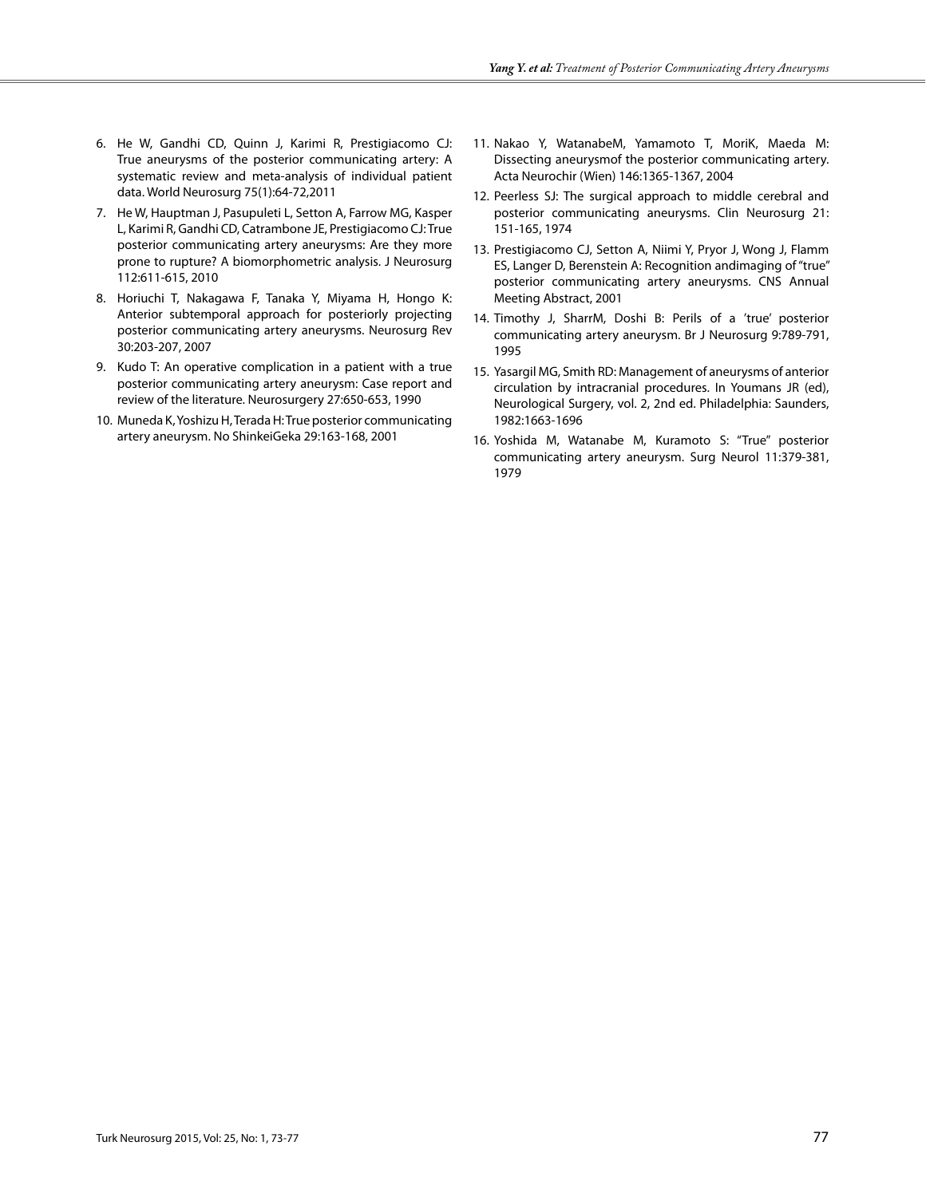6. He W, Gandhi CD, Quinn J, Karimi R, Prestigiacomo CJ: True aneurysms of the posterior communicating artery: A systematic review and meta-analysis of individual patient data. World Neurosurg 75(1):64-72,2011
7. He W, Hauptman J, Pasupuleti L, Setton A, Farrow MG, Kasper L, Karimi R, Gandhi CD, Catrambone JE, Prestigiacomo CJ: True posterior communicating artery aneurysms: Are they more prone to rupture? A biomorphometric analysis. J Neurosurg 112:611-615, 2010
8. Horiuchi T, Nakagawa F, Tanaka Y, Miyama H, Hongo K: Anterior subtemporal approach for posteriorly projecting posterior communicating artery aneurysms. Neurosurg Rev 30:203-207, 2007
9. Kudo T: An operative complication in a patient with a true posterior communicating artery aneurysm: Case report and review of the literature. Neurosurgery 27:650-653, 1990
10. Muneda K, Yoshizu H, Terada H: True posterior communicating artery aneurysm. No ShinkeiGeka 29:163-168, 2001
11. Nakao Y, WatanabeM, Yamamoto T, MoriK, Maeda M: Dissecting aneurysmof the posterior communicating artery. Acta Neurochir (Wien) 146:1365-1367, 2004
12. Peerless SJ: The surgical approach to middle cerebral and posterior communicating aneurysms. Clin Neurosurg 21: 151-165, 1974
13. Prestigiacomo CJ, Setton A, Niimi Y, Pryor J, Wong J, Flamm ES, Langer D, Berenstein A: Recognition andimaging of "true" posterior communicating artery aneurysms. CNS Annual Meeting Abstract, 2001
14. Timothy J, SharrM, Doshi B: Perils of a 'true' posterior communicating artery aneurysm. Br J Neurosurg 9:789-791, 1995
15. Yasargil MG, Smith RD: Management of aneurysms of anterior circulation by intracranial procedures. In Youmans JR (ed), Neurological Surgery, vol. 2, 2nd ed. Philadelphia: Saunders, 1982:1663-1696
16. Yoshida M, Watanabe M, Kuramoto S: "True" posterior communicating artery aneurysm. Surg Neurol 11:379-381, 1979